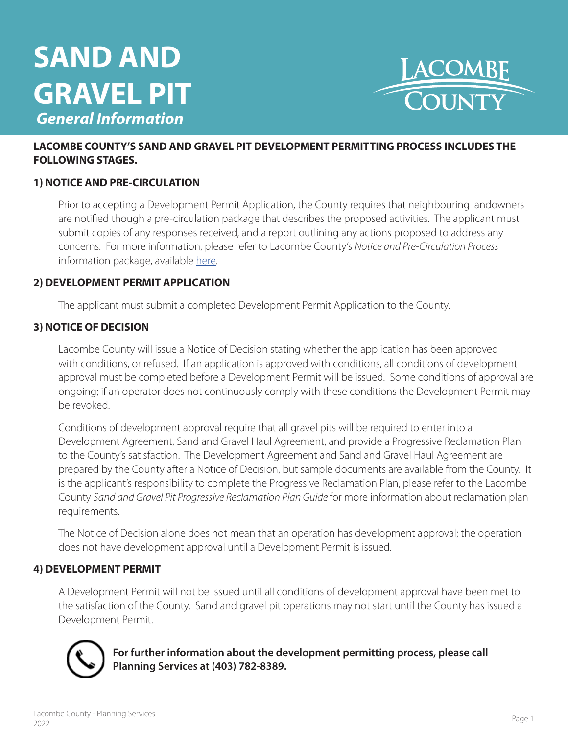# SAND AND GRAVEL PIT

***General Information***

**LACOMBE COUNTY'S SAND AND GRAVEL PIT DEVELOPMENT PERMITTING PROCESS INCLUDES THE FOLLOWING STAGES.**

### 1) NOTICE AND PRE-CIRCULATION

Prior to accepting a Development Permit Application, the County requires that neighbouring landowners are notified though a pre-circulation package that describes the proposed activities. The applicant must submit copies of any responses received, and a report outlining any actions proposed to address any concerns. For more information, please refer to Lacombe County's *Notice and Pre-Circulation Process* information package, available here.

### 2) DEVELOPMENT PERMIT APPLICATION

The applicant must submit a completed Development Permit Application to the County.

### 3) NOTICE OF DECISION

Lacombe County will issue a Notice of Decision stating whether the application has been approved with conditions, or refused. If an application is approved with conditions, all conditions of development approval must be completed before a Development Permit will be issued. Some conditions of approval are ongoing; if an operator does not continuously comply with these conditions the Development Permit may be revoked.

Conditions of development approval require that all gravel pits will be required to enter into a Development Agreement, Sand and Gravel Haul Agreement, and provide a Progressive Reclamation Plan to the County's satisfaction. The Development Agreement and Sand and Gravel Haul Agreement are prepared by the County after a Notice of Decision, but sample documents are available from the County. It is the applicant's responsibility to complete the Progressive Reclamation Plan, please refer to the Lacombe County *Sand and Gravel Pit Progressive Reclamation Plan Guide* for more information about reclamation plan requirements.

The Notice of Decision alone does not mean that an operation has development approval; the operation does not have development approval until a Development Permit is issued.

### 4) DEVELOPMENT PERMIT

A Development Permit will not be issued until all conditions of development approval have been met to the satisfaction of the County. Sand and gravel pit operations may not start until the County has issued a Development Permit.

**For further information about the development permitting process, please call Planning Services at (403) 782-8389.**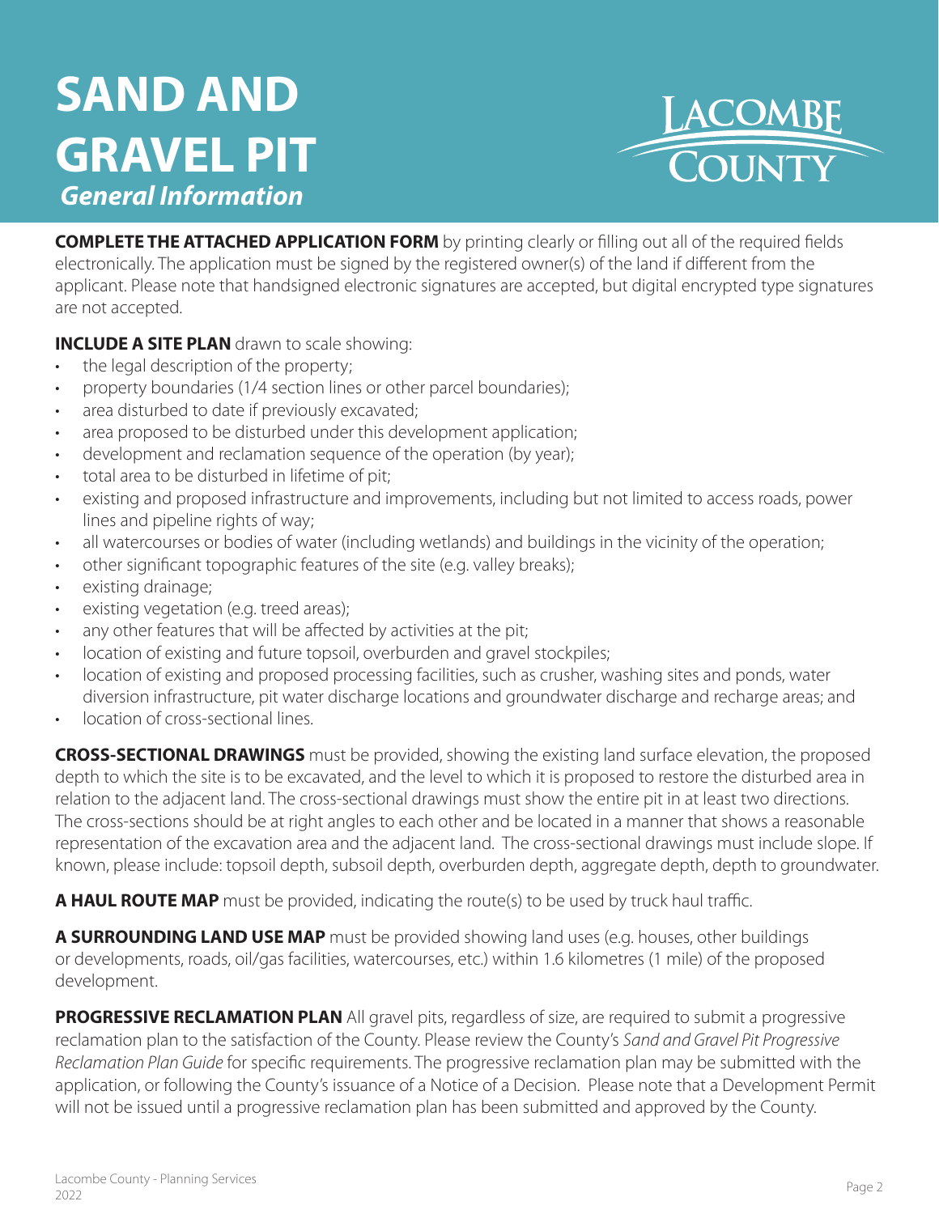# SAND AND GRAVEL PIT

## *General Information*

**COMPLETE THE ATTACHED APPLICATION FORM** by printing clearly or filling out all of the required fields electronically. The application must be signed by the registered owner(s) of the land if different from the applicant. Please note that handsigned electronic signatures are accepted, but digital encrypted type signatures are not accepted.

**INCLUDE A SITE PLAN** drawn to scale showing:

- the legal description of the property;
- property boundaries (1/4 section lines or other parcel boundaries);
- area disturbed to date if previously excavated;
- area proposed to be disturbed under this development application;
- development and reclamation sequence of the operation (by year);
- total area to be disturbed in lifetime of pit;
- existing and proposed infrastructure and improvements, including but not limited to access roads, power lines and pipeline rights of way;
- all watercourses or bodies of water (including wetlands) and buildings in the vicinity of the operation;
- other significant topographic features of the site (e.g. valley breaks);
- existing drainage;
- existing vegetation (e.g. treed areas);
- any other features that will be affected by activities at the pit;
- location of existing and future topsoil, overburden and gravel stockpiles;
- location of existing and proposed processing facilities, such as crusher, washing sites and ponds, water diversion infrastructure, pit water discharge locations and groundwater discharge and recharge areas; and
- location of cross-sectional lines.

**CROSS-SECTIONAL DRAWINGS** must be provided, showing the existing land surface elevation, the proposed depth to which the site is to be excavated, and the level to which it is proposed to restore the disturbed area in relation to the adjacent land. The cross-sectional drawings must show the entire pit in at least two directions. The cross-sections should be at right angles to each other and be located in a manner that shows a reasonable representation of the excavation area and the adjacent land. The cross-sectional drawings must include slope. If known, please include: topsoil depth, subsoil depth, overburden depth, aggregate depth, depth to groundwater.

**A HAUL ROUTE MAP** must be provided, indicating the route(s) to be used by truck haul traffic.

**A SURROUNDING LAND USE MAP** must be provided showing land uses (e.g. houses, other buildings or developments, roads, oil/gas facilities, watercourses, etc.) within 1.6 kilometres (1 mile) of the proposed development.

**PROGRESSIVE RECLAMATION PLAN** All gravel pits, regardless of size, are required to submit a progressive reclamation plan to the satisfaction of the County. Please review the County's *Sand and Gravel Pit Progressive Reclamation Plan Guide* for specific requirements. The progressive reclamation plan may be submitted with the application, or following the County's issuance of a Notice of a Decision. Please note that a Development Permit will not be issued until a progressive reclamation plan has been submitted and approved by the County.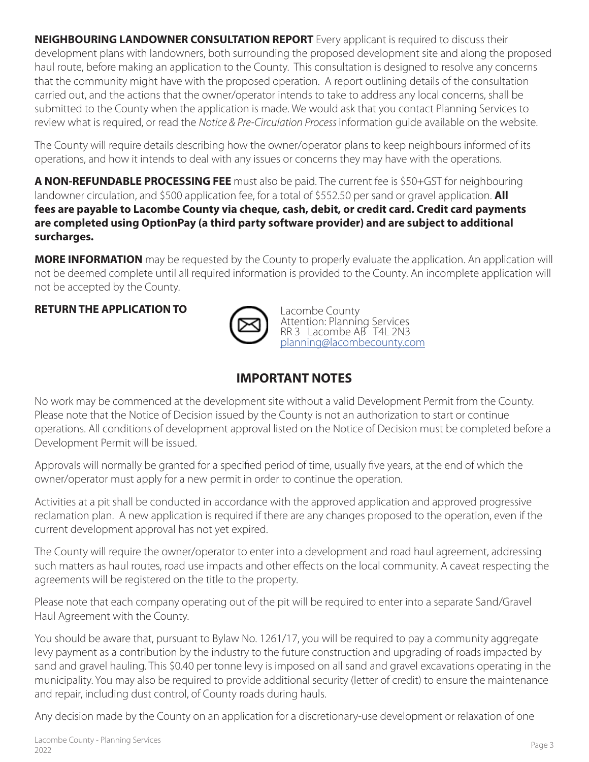**NEIGHBOURING LANDOWNER CONSULTATION REPORT** Every applicant is required to discuss their development plans with landowners, both surrounding the proposed development site and along the proposed haul route, before making an application to the County. This consultation is designed to resolve any concerns that the community might have with the proposed operation. A report outlining details of the consultation carried out, and the actions that the owner/operator intends to take to address any local concerns, shall be submitted to the County when the application is made. We would ask that you contact Planning Services to review what is required, or read the *Notice & Pre-Circulation Process* information guide available on the website.

The County will require details describing how the owner/operator plans to keep neighbours informed of its operations, and how it intends to deal with any issues or concerns they may have with the operations.

**A NON-REFUNDABLE PROCESSING FEE** must also be paid. The current fee is $50+GST for neighbouring landowner circulation, and $500 application fee, for a total of $552.50 per sand or gravel application. **All fees are payable to Lacombe County via cheque, cash, debit, or credit card. Credit card payments are completed using OptionPay (a third party software provider) and are subject to additional surcharges.**

**MORE INFORMATION** may be requested by the County to properly evaluate the application. An application will not be deemed complete until all required information is provided to the County. An incomplete application will not be accepted by the County.

**RETURN THE APPLICATION TO**

Lacombe County
Attention: Planning Services
RR 3 Lacombe AB T4L 2N3
planning@lacombecounty.com

## IMPORTANT NOTES

No work may be commenced at the development site without a valid Development Permit from the County. Please note that the Notice of Decision issued by the County is not an authorization to start or continue operations. All conditions of development approval listed on the Notice of Decision must be completed before a Development Permit will be issued.

Approvals will normally be granted for a specified period of time, usually five years, at the end of which the owner/operator must apply for a new permit in order to continue the operation.

Activities at a pit shall be conducted in accordance with the approved application and approved progressive reclamation plan. A new application is required if there are any changes proposed to the operation, even if the current development approval has not yet expired.

The County will require the owner/operator to enter into a development and road haul agreement, addressing such matters as haul routes, road use impacts and other effects on the local community. A caveat respecting the agreements will be registered on the title to the property.

Please note that each company operating out of the pit will be required to enter into a separate Sand/Gravel Haul Agreement with the County.

You should be aware that, pursuant to Bylaw No. 1261/17, you will be required to pay a community aggregate levy payment as a contribution by the industry to the future construction and upgrading of roads impacted by sand and gravel hauling. This $0.40 per tonne levy is imposed on all sand and gravel excavations operating in the municipality. You may also be required to provide additional security (letter of credit) to ensure the maintenance and repair, including dust control, of County roads during hauls.

Any decision made by the County on an application for a discretionary-use development or relaxation of one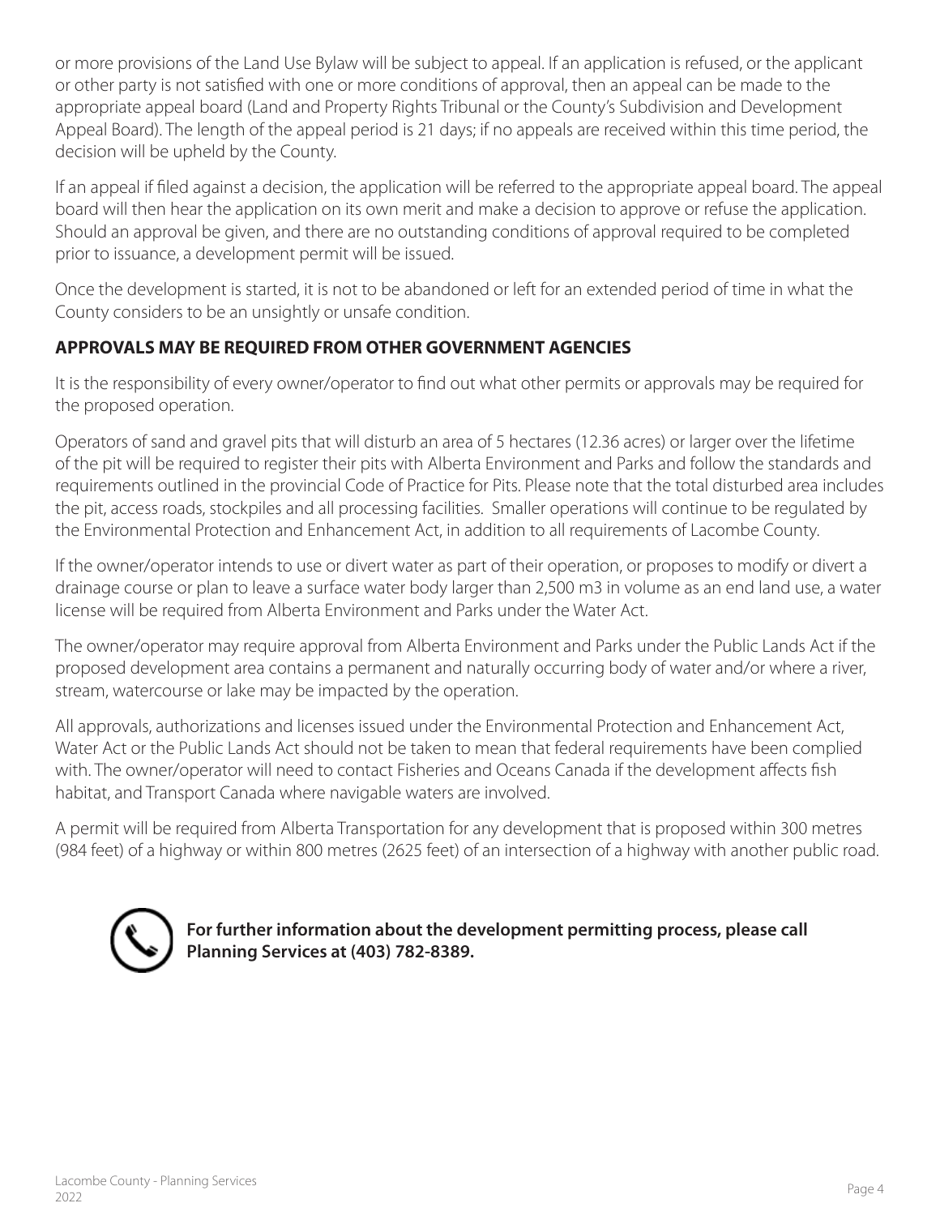or more provisions of the Land Use Bylaw will be subject to appeal. If an application is refused, or the applicant or other party is not satisfied with one or more conditions of approval, then an appeal can be made to the appropriate appeal board (Land and Property Rights Tribunal or the County's Subdivision and Development Appeal Board). The length of the appeal period is 21 days; if no appeals are received within this time period, the decision will be upheld by the County.

If an appeal if filed against a decision, the application will be referred to the appropriate appeal board. The appeal board will then hear the application on its own merit and make a decision to approve or refuse the application. Should an approval be given, and there are no outstanding conditions of approval required to be completed prior to issuance, a development permit will be issued.

Once the development is started, it is not to be abandoned or left for an extended period of time in what the County considers to be an unsightly or unsafe condition.

## APPROVALS MAY BE REQUIRED FROM OTHER GOVERNMENT AGENCIES

It is the responsibility of every owner/operator to find out what other permits or approvals may be required for the proposed operation.

Operators of sand and gravel pits that will disturb an area of 5 hectares (12.36 acres) or larger over the lifetime of the pit will be required to register their pits with Alberta Environment and Parks and follow the standards and requirements outlined in the provincial Code of Practice for Pits. Please note that the total disturbed area includes the pit, access roads, stockpiles and all processing facilities. Smaller operations will continue to be regulated by the Environmental Protection and Enhancement Act, in addition to all requirements of Lacombe County.

If the owner/operator intends to use or divert water as part of their operation, or proposes to modify or divert a drainage course or plan to leave a surface water body larger than 2,500 m3 in volume as an end land use, a water license will be required from Alberta Environment and Parks under the Water Act.

The owner/operator may require approval from Alberta Environment and Parks under the Public Lands Act if the proposed development area contains a permanent and naturally occurring body of water and/or where a river, stream, watercourse or lake may be impacted by the operation.

All approvals, authorizations and licenses issued under the Environmental Protection and Enhancement Act, Water Act or the Public Lands Act should not be taken to mean that federal requirements have been complied with. The owner/operator will need to contact Fisheries and Oceans Canada if the development affects fish habitat, and Transport Canada where navigable waters are involved.

A permit will be required from Alberta Transportation for any development that is proposed within 300 metres (984 feet) of a highway or within 800 metres (2625 feet) of an intersection of a highway with another public road.

**For further information about the development permitting process, please call Planning Services at (403) 782-8389.**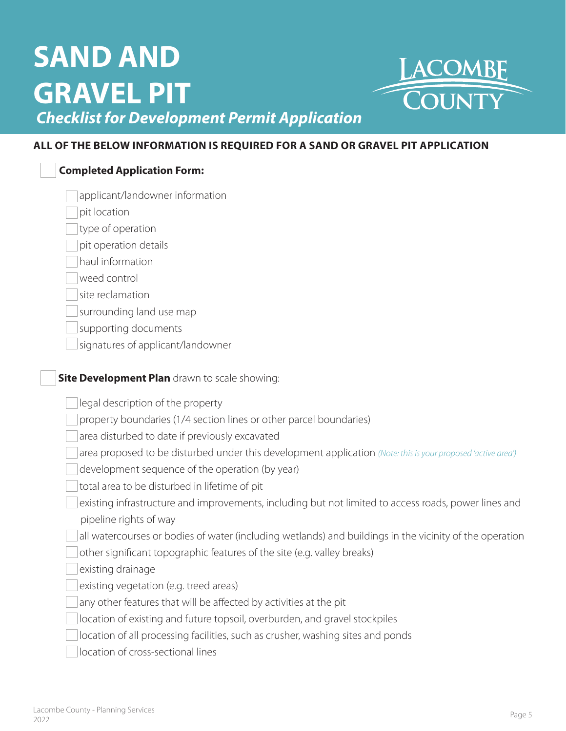# SAND AND GRAVEL PIT

***Checklist for Development Permit Application***

**ALL OF THE BELOW INFORMATION IS REQUIRED FOR A SAND OR GRAVEL PIT APPLICATION**

- [ ] **Completed Application Form:**
  - [ ] applicant/landowner information
  - [ ] pit location
  - [ ] type of operation
  - [ ] pit operation details
  - [ ] haul information
  - [ ] weed control
  - [ ] site reclamation
  - [ ] surrounding land use map
  - [ ] supporting documents
  - [ ] signatures of applicant/landowner

- [ ] **Site Development Plan** drawn to scale showing:
  - [ ] legal description of the property
  - [ ] property boundaries (1/4 section lines or other parcel boundaries)
  - [ ] area disturbed to date if previously excavated
  - [ ] area proposed to be disturbed under this development application *(Note: this is your proposed 'active area')*
  - [ ] development sequence of the operation (by year)
  - [ ] total area to be disturbed in lifetime of pit
  - [ ] existing infrastructure and improvements, including but not limited to access roads, power lines and pipeline rights of way
  - [ ] all watercourses or bodies of water (including wetlands) and buildings in the vicinity of the operation
  - [ ] other significant topographic features of the site (e.g. valley breaks)
  - [ ] existing drainage
  - [ ] existing vegetation (e.g. treed areas)
  - [ ] any other features that will be affected by activities at the pit
  - [ ] location of existing and future topsoil, overburden, and gravel stockpiles
  - [ ] location of all processing facilities, such as crusher, washing sites and ponds
  - [ ] location of cross-sectional lines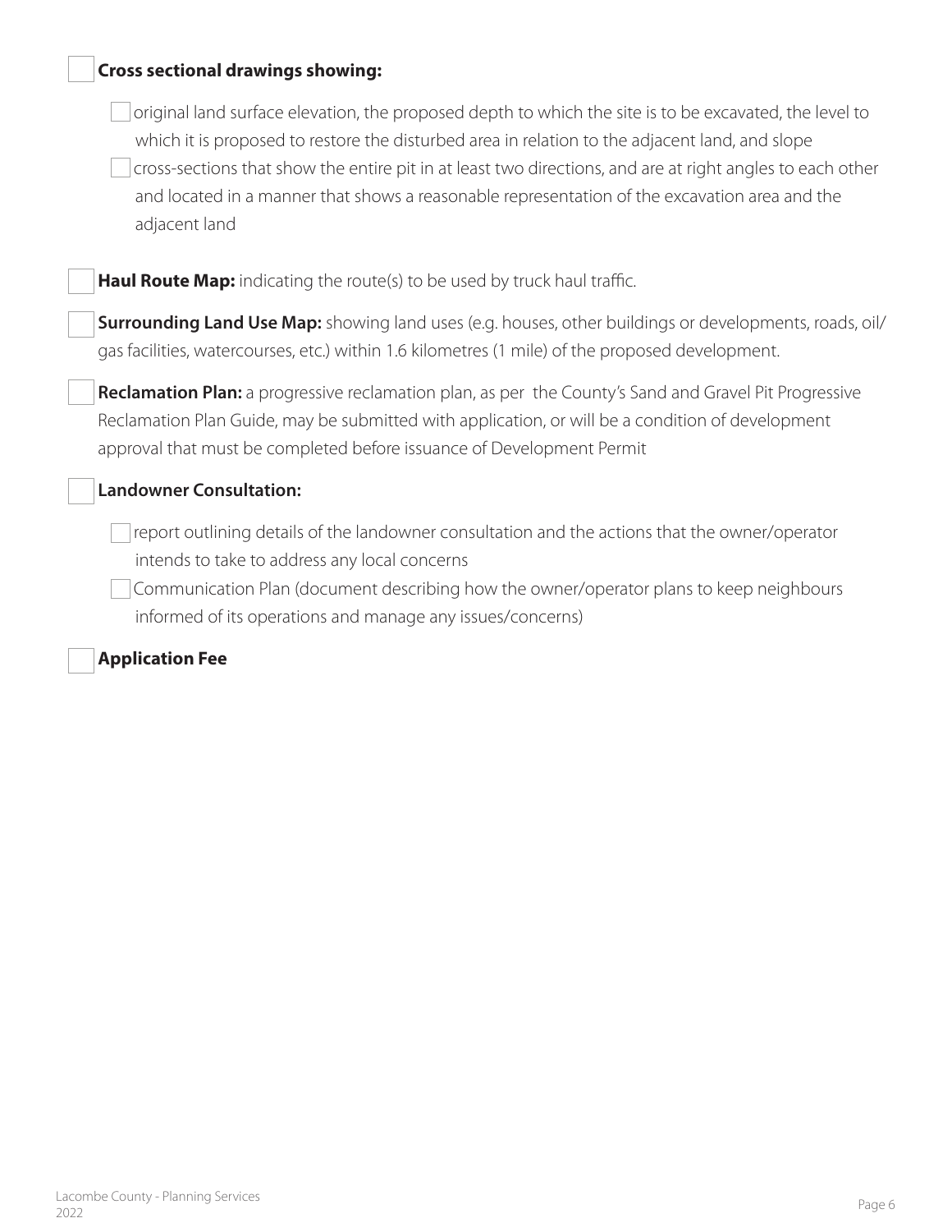- [ ] **Cross sectional drawings showing:**
  - [ ] original land surface elevation, the proposed depth to which the site is to be excavated, the level to which it is proposed to restore the disturbed area in relation to the adjacent land, and slope
  - [ ] cross-sections that show the entire pit in at least two directions, and are at right angles to each other and located in a manner that shows a reasonable representation of the excavation area and the adjacent land

- [ ] **Haul Route Map:** indicating the route(s) to be used by truck haul traffic.

- [ ] **Surrounding Land Use Map:** showing land uses (e.g. houses, other buildings or developments, roads, oil/gas facilities, watercourses, etc.) within 1.6 kilometres (1 mile) of the proposed development.

- [ ] **Reclamation Plan:** a progressive reclamation plan, as per the County's Sand and Gravel Pit Progressive Reclamation Plan Guide, may be submitted with application, or will be a condition of development approval that must be completed before issuance of Development Permit

- [ ] **Landowner Consultation:**
  - [ ] report outlining details of the landowner consultation and the actions that the owner/operator intends to take to address any local concerns
  - [ ] Communication Plan (document describing how the owner/operator plans to keep neighbours informed of its operations and manage any issues/concerns)

- [ ] **Application Fee**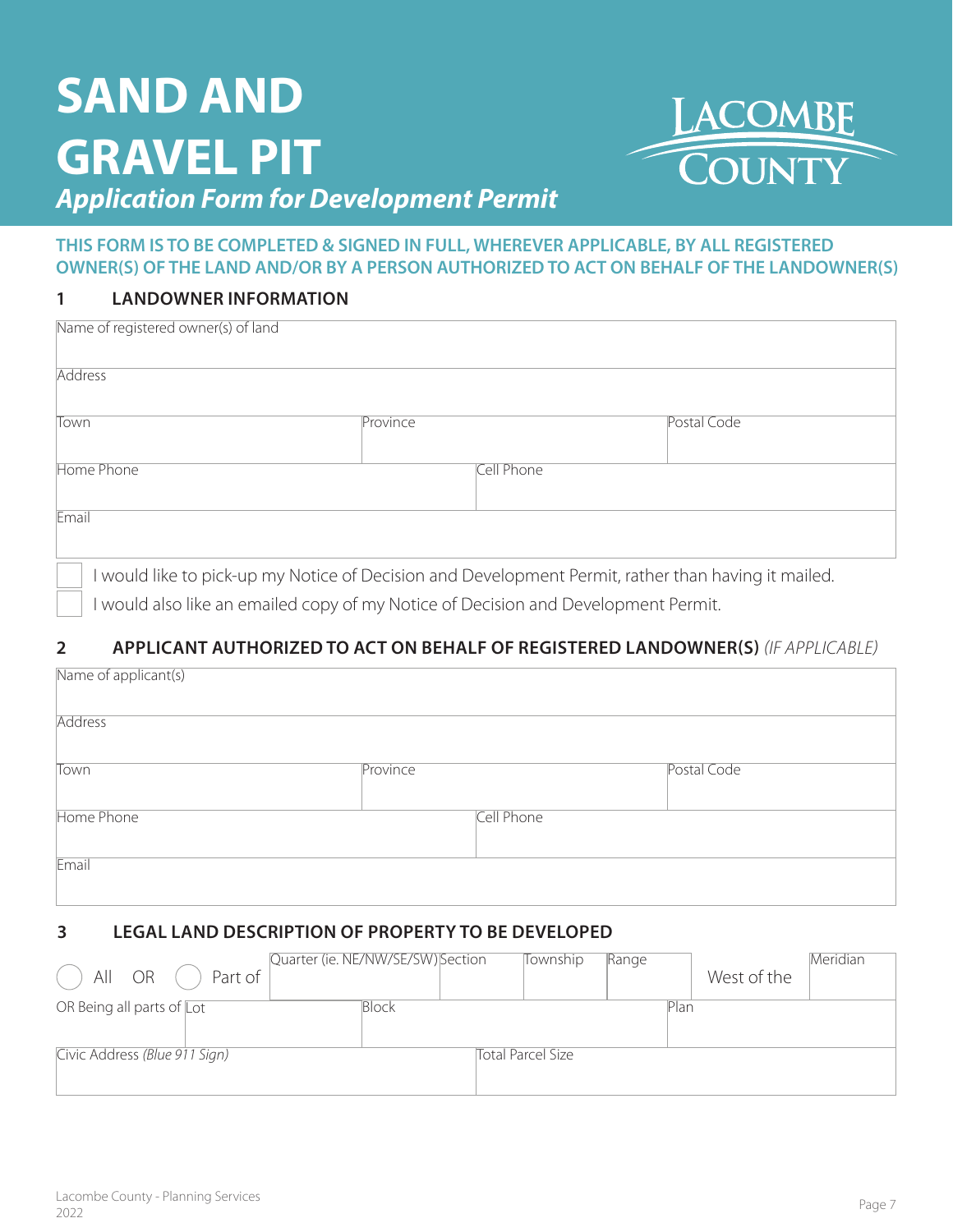# SAND AND GRAVEL PIT

***Application Form for Development Permit***

Lacombe County

**THIS FORM IS TO BE COMPLETED & SIGNED IN FULL, WHEREVER APPLICABLE, BY ALL REGISTERED OWNER(S) OF THE LAND AND/OR BY A PERSON AUTHORIZED TO ACT ON BEHALF OF THE LANDOWNER(S)**

## 1 LANDOWNER INFORMATION

| Name of registered owner(s) of land | | |
|---|---|---|
| Address | | |
| Town | Province | Postal Code |
| Home Phone | Cell Phone | |
| Email | | |

☐ I would like to pick-up my Notice of Decision and Development Permit, rather than having it mailed.

☐ I would also like an emailed copy of my Notice of Decision and Development Permit.

## 2 APPLICANT AUTHORIZED TO ACT ON BEHALF OF REGISTERED LANDOWNER(S) *(IF APPLICABLE)*

| Name of applicant(s) | | |
|---|---|---|
| Address | | |
| Town | Province | Postal Code |
| Home Phone | Cell Phone | |
| Email | | |

## 3 LEGAL LAND DESCRIPTION OF PROPERTY TO BE DEVELOPED

| ◯ All OR ◯ Part of | Quarter (ie. NE/NW/SE/SW) | Section | Township | Range | West of the | Meridian |
|---|---|---|---|---|---|---|
| OR Being all parts of | Lot | Block | | Plan | | |
| Civic Address *(Blue 911 Sign)* | | Total Parcel Size | | | | |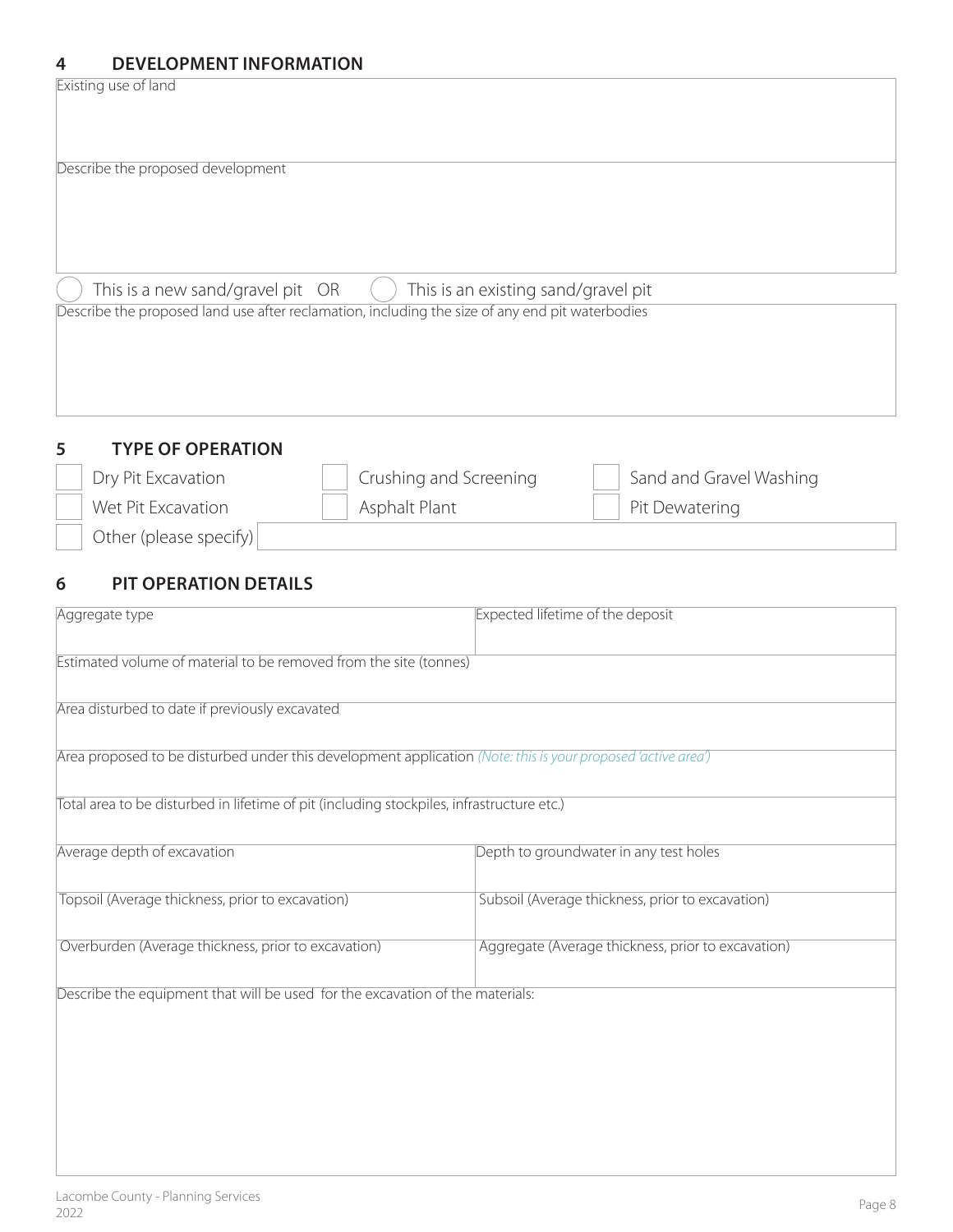## 4 DEVELOPMENT INFORMATION

Existing use of land

Describe the proposed development

◯ This is a new sand/gravel pit OR ◯ This is an existing sand/gravel pit

Describe the proposed land use after reclamation, including the size of any end pit waterbodies

## 5 TYPE OF OPERATION

- ☐ Dry Pit Excavation
- ☐ Crushing and Screening
- ☐ Sand and Gravel Washing
- ☐ Wet Pit Excavation
- ☐ Asphalt Plant
- ☐ Pit Dewatering
- ☐ Other (please specify)

## 6 PIT OPERATION DETAILS

| Aggregate type | Expected lifetime of the deposit |
|---|---|
| Estimated volume of material to be removed from the site (tonnes) | |
| Area disturbed to date if previously excavated | |
| Area proposed to be disturbed under this development application *(Note: this is your proposed 'active area')* | |
| Total area to be disturbed in lifetime of pit (including stockpiles, infrastructure etc.) | |
| Average depth of excavation | Depth to groundwater in any test holes |
| Topsoil (Average thickness, prior to excavation) | Subsoil (Average thickness, prior to excavation) |
| Overburden (Average thickness, prior to excavation) | Aggregate (Average thickness, prior to excavation) |

Describe the equipment that will be used for the excavation of the materials: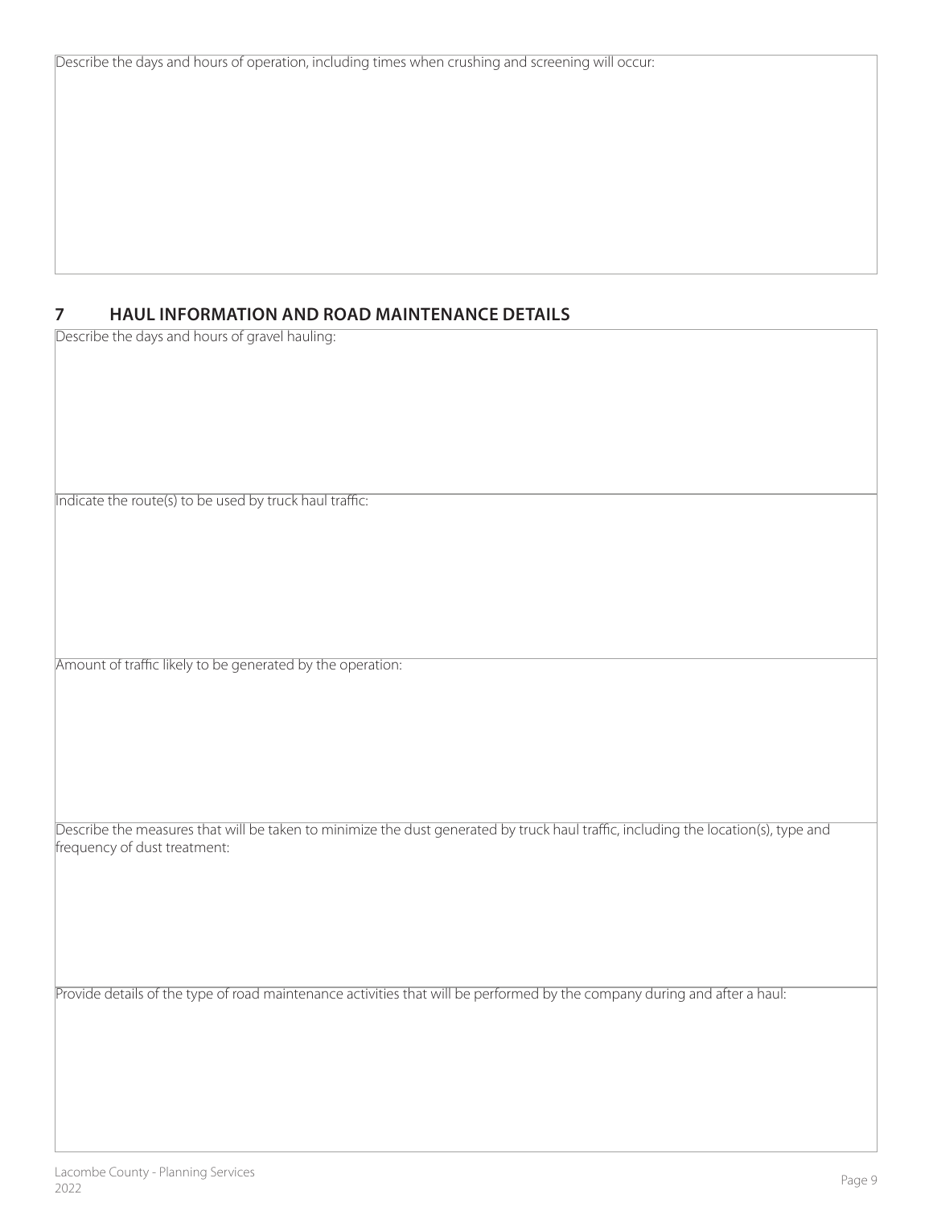Describe the days and hours of operation, including times when crushing and screening will occur:

## 7 HAUL INFORMATION AND ROAD MAINTENANCE DETAILS

Describe the days and hours of gravel hauling:

Indicate the route(s) to be used by truck haul traffic:

Amount of traffic likely to be generated by the operation:

Describe the measures that will be taken to minimize the dust generated by truck haul traffic, including the location(s), type and frequency of dust treatment:

Provide details of the type of road maintenance activities that will be performed by the company during and after a haul: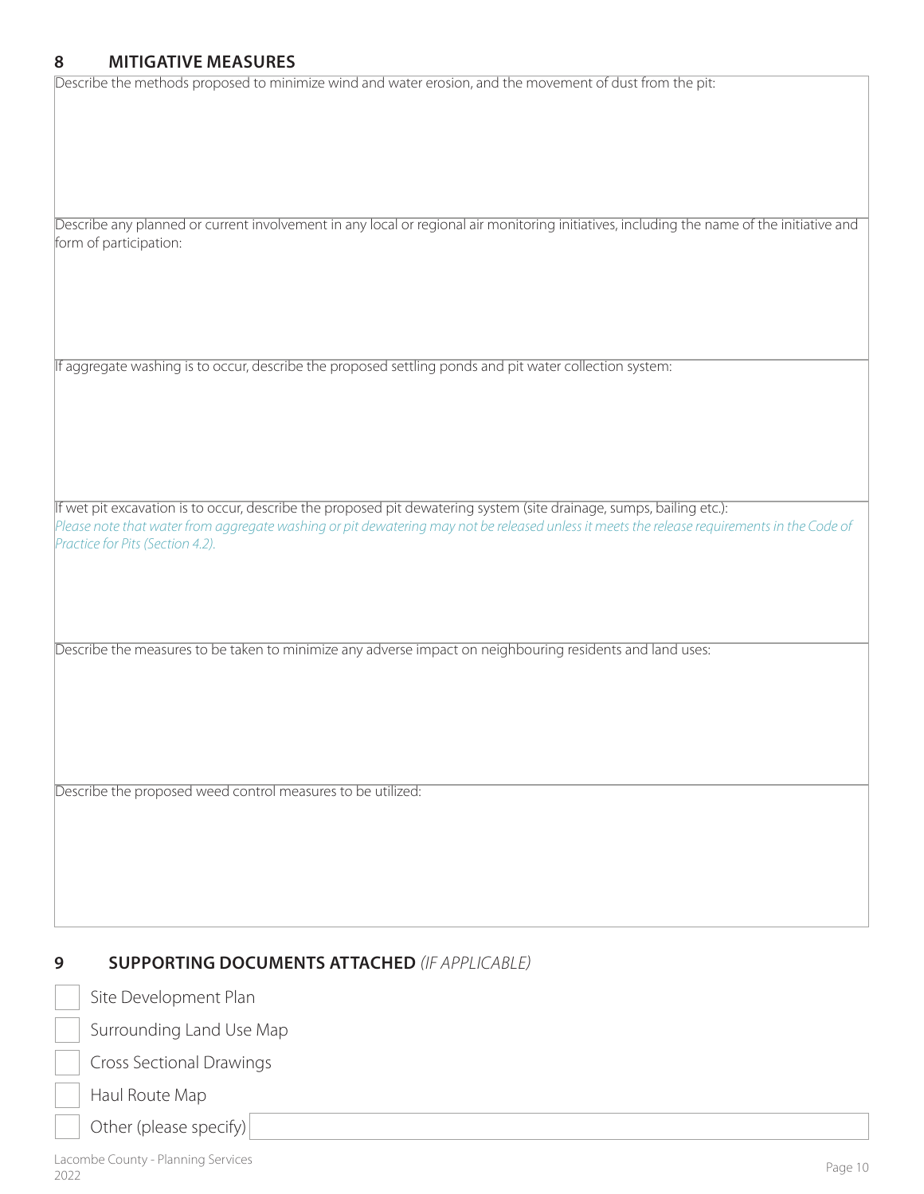## 8 MITIGATIVE MEASURES

Describe the methods proposed to minimize wind and water erosion, and the movement of dust from the pit:

Describe any planned or current involvement in any local or regional air monitoring initiatives, including the name of the initiative and form of participation:

If aggregate washing is to occur, describe the proposed settling ponds and pit water collection system:

If wet pit excavation is to occur, describe the proposed pit dewatering system (site drainage, sumps, bailing etc.):

*Please note that water from aggregate washing or pit dewatering may not be released unless it meets the release requirements in the Code of Practice for Pits (Section 4.2).*

Describe the measures to be taken to minimize any adverse impact on neighbouring residents and land uses:

Describe the proposed weed control measures to be utilized:

## 9 SUPPORTING DOCUMENTS ATTACHED *(IF APPLICABLE)*

- [ ] Site Development Plan
- [ ] Surrounding Land Use Map
- [ ] Cross Sectional Drawings
- [ ] Haul Route Map
- [ ] Other (please specify)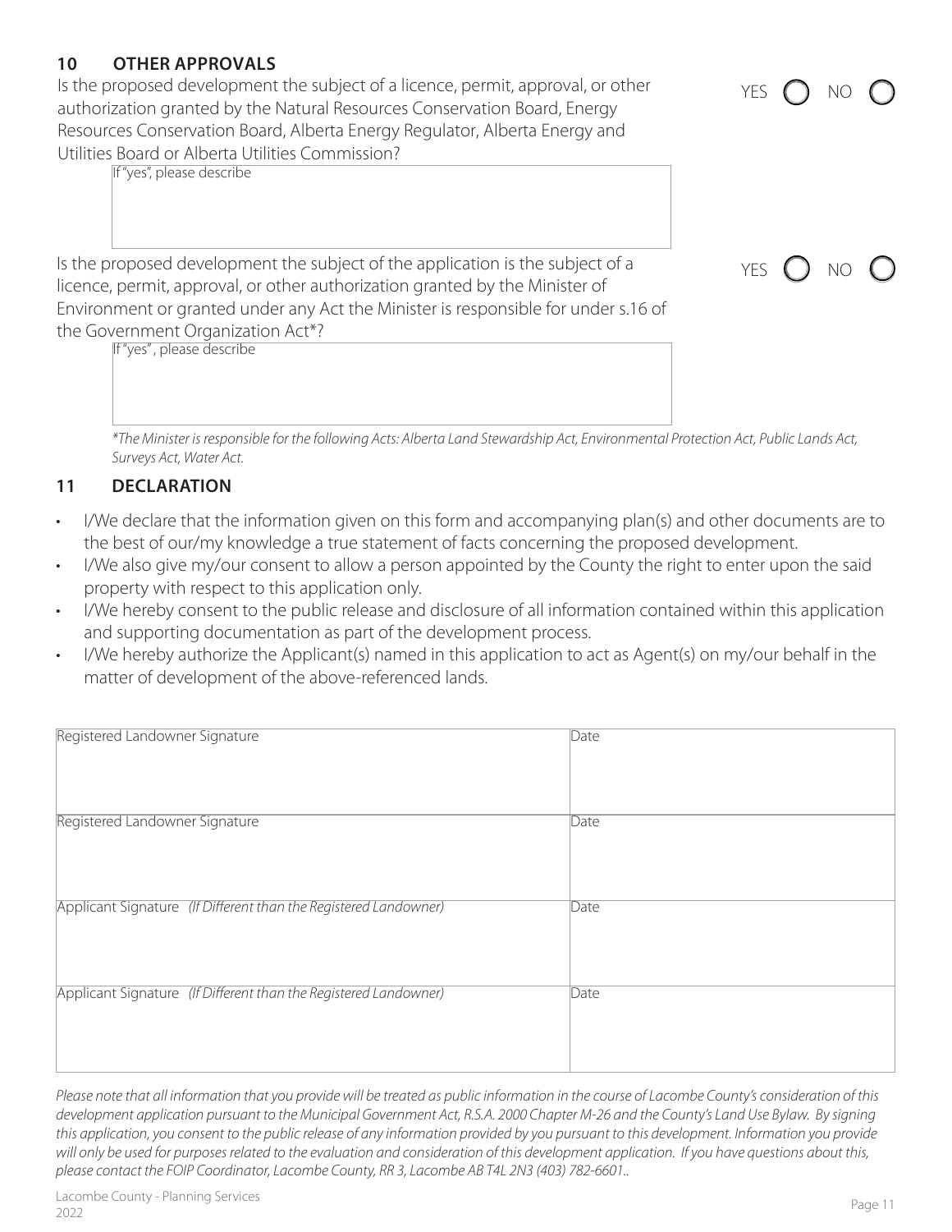## 10 OTHER APPROVALS

Is the proposed development the subject of a licence, permit, approval, or other authorization granted by the Natural Resources Conservation Board, Energy Resources Conservation Board, Alberta Energy Regulator, Alberta Energy and Utilities Board or Alberta Utilities Commission? YES ◯ NO ◯

If "yes", please describe

Is the proposed development the subject of the application is the subject of a licence, permit, approval, or other authorization granted by the Minister of Environment or granted under any Act the Minister is responsible for under s.16 of the Government Organization Act*? YES ◯ NO ◯

If "yes", please describe

*\*The Minister is responsible for the following Acts: Alberta Land Stewardship Act, Environmental Protection Act, Public Lands Act, Surveys Act, Water Act.*

## 11 DECLARATION

- I/We declare that the information given on this form and accompanying plan(s) and other documents are to the best of our/my knowledge a true statement of facts concerning the proposed development.
- I/We also give my/our consent to allow a person appointed by the County the right to enter upon the said property with respect to this application only.
- I/We hereby consent to the public release and disclosure of all information contained within this application and supporting documentation as part of the development process.
- I/We hereby authorize the Applicant(s) named in this application to act as Agent(s) on my/our behalf in the matter of development of the above-referenced lands.

| Registered Landowner Signature | Date |
|---|---|
| Registered Landowner Signature | Date |
| Applicant Signature *(If Different than the Registered Landowner)* | Date |
| Applicant Signature *(If Different than the Registered Landowner)* | Date |

*Please note that all information that you provide will be treated as public information in the course of Lacombe County's consideration of this development application pursuant to the Municipal Government Act, R.S.A. 2000 Chapter M-26 and the County's Land Use Bylaw. By signing this application, you consent to the public release of any information provided by you pursuant to this development. Information you provide will only be used for purposes related to the evaluation and consideration of this development application. If you have questions about this, please contact the FOIP Coordinator, Lacombe County, RR 3, Lacombe AB T4L 2N3 (403) 782-6601..*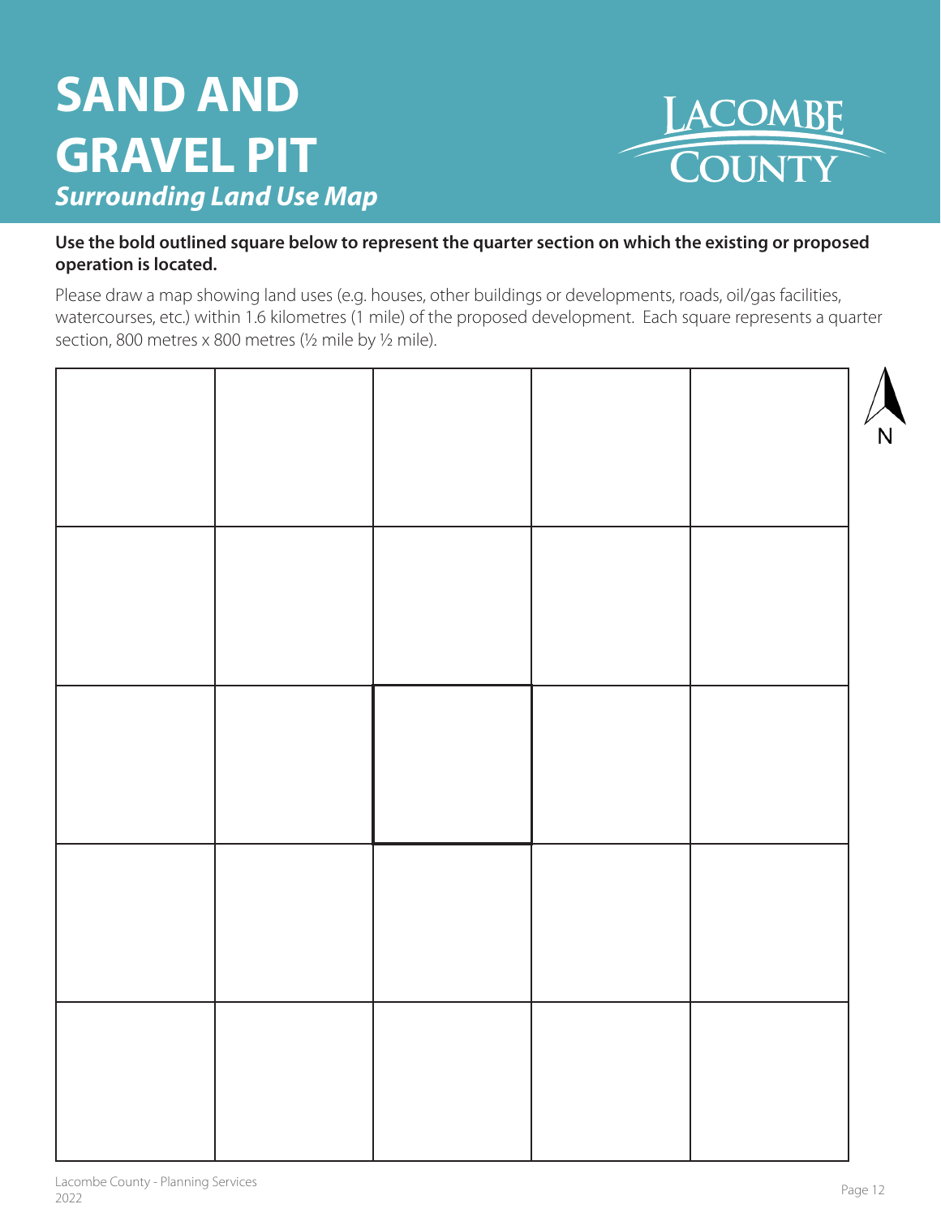# SAND AND GRAVEL PIT

***Surrounding Land Use Map***

LACOMBE COUNTY

**Use the bold outlined square below to represent the quarter section on which the existing or proposed operation is located.**

Please draw a map showing land uses (e.g. houses, other buildings or developments, roads, oil/gas facilities, watercourses, etc.) within 1.6 kilometres (1 mile) of the proposed development. Each square represents a quarter section, 800 metres x 800 metres (½ mile by ½ mile).

| | | | | |
|---|---|---|---|---|
| | | | | |
| | | | | |
| | | | | |
| | | | | |
| | | | | |

N

Lacombe County - Planning Services
2022